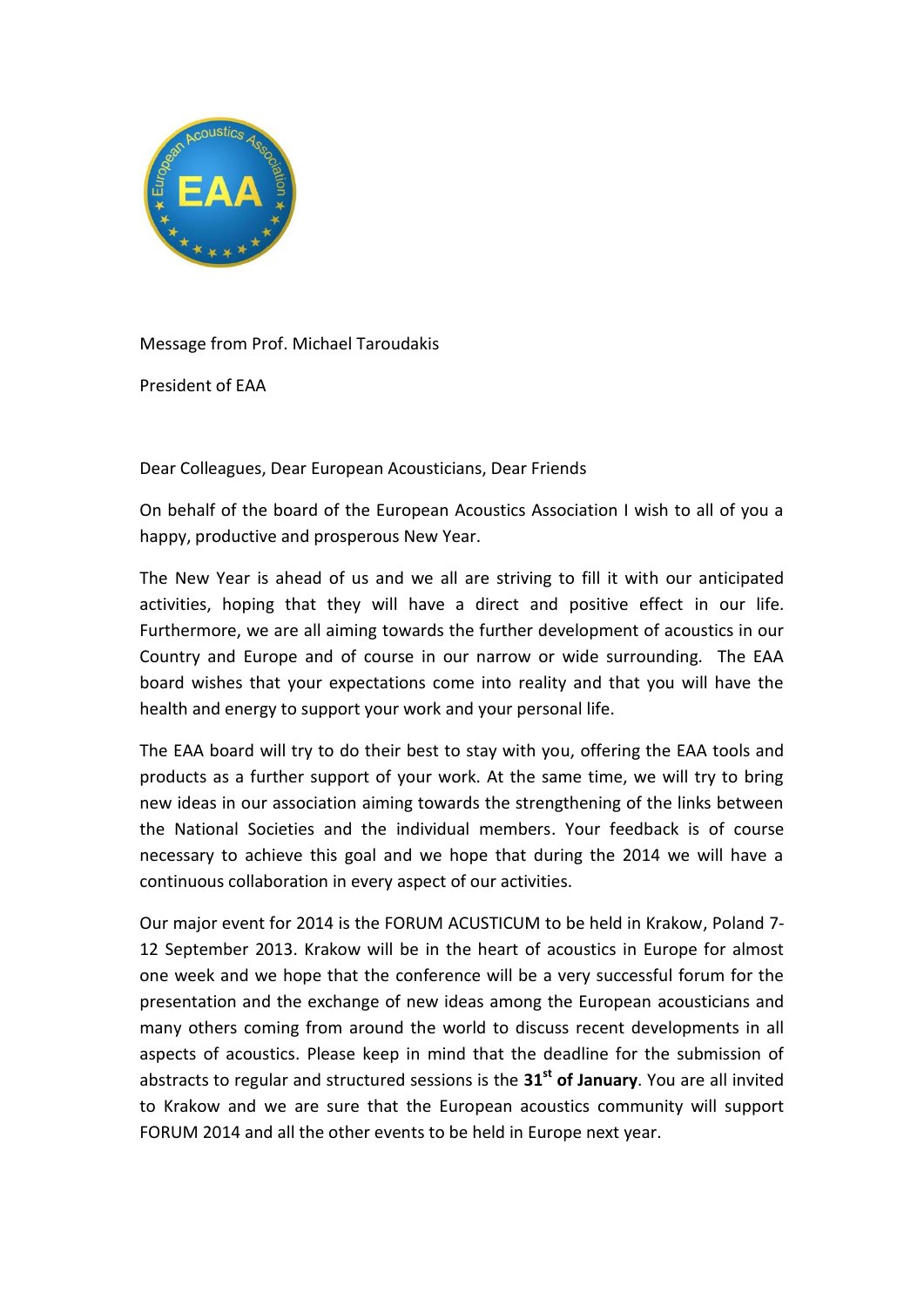Message from Prof. Michael Taroudakis

President of EAA

Dear Colleagues, Dear European Acousticians, Dear Friends

On behalf of the board of the European Acoustics Association I wish to all of you a happy, productive and prosperous New Year.

The New Year is ahead of us and we all are striving to fill it with our anticipated activities, hoping that they will have a direct and positive effect in our life. Furthermore, we are all aiming towards the further development of acoustics in our Country and Europe and of course in our narrow or wide surrounding. The EAA board wishes that your expectations come into reality and that you will have the health and energy to support your work and your personal life.

The EAA board will try to do their best to stay with you, offering the EAA tools and products as a further support of your work. At the same time, we will try to bring new ideas in our association aiming towards the strengthening of the links between the National Societies and the individual members. Your feedback is of course necessary to achieve this goal and we hope that during the 2014 we will have a continuous collaboration in every aspect of our activities.

Our major event for 2014 is the FORUM ACUSTICUM to be held in Krakow, Poland 7-12 September 2013. Krakow will be in the heart of acoustics in Europe for almost one week and we hope that the conference will be a very successful forum for the presentation and the exchange of new ideas among the European acousticians and many others coming from around the world to discuss recent developments in all aspects of acoustics. Please keep in mind that the deadline for the submission of abstracts to regular and structured sessions is the **31st of January**. You are all invited to Krakow and we are sure that the European acoustics community will support FORUM 2014 and all the other events to be held in Europe next year.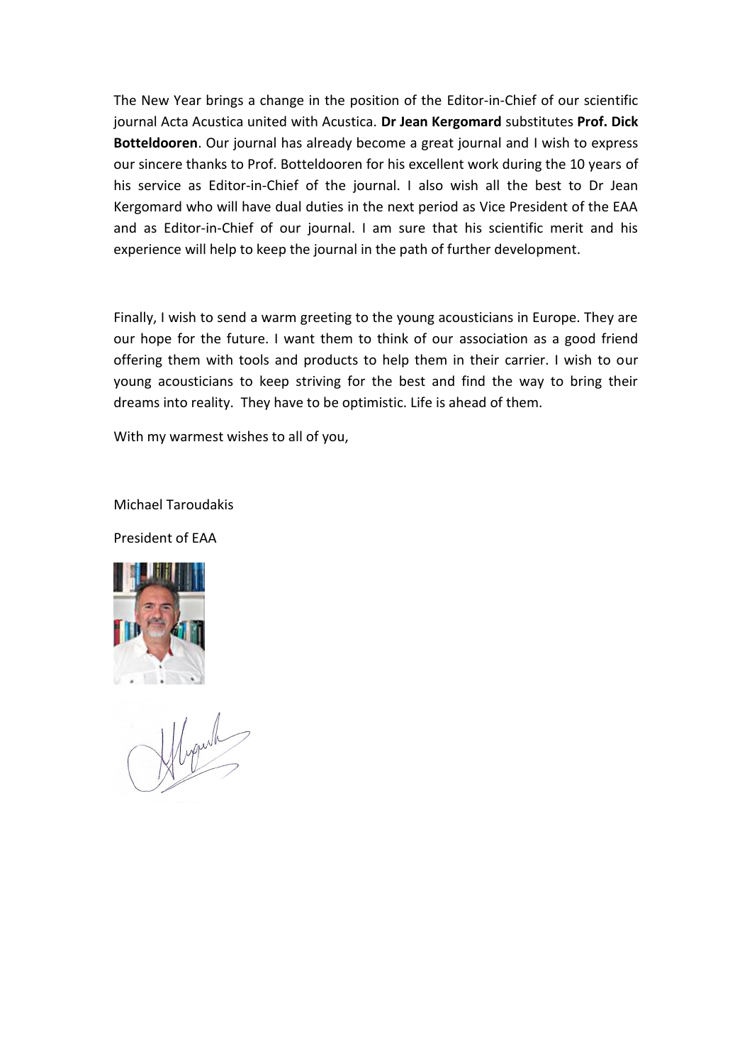The New Year brings a change in the position of the Editor-in-Chief of our scientific journal Acta Acustica united with Acustica. **Dr Jean Kergomard** substitutes **Prof. Dick Botteldooren**. Our journal has already become a great journal and I wish to express our sincere thanks to Prof. Botteldooren for his excellent work during the 10 years of his service as Editor-in-Chief of the journal. I also wish all the best to Dr Jean Kergomard who will have dual duties in the next period as Vice President of the EAA and as Editor-in-Chief of our journal. I am sure that his scientific merit and his experience will help to keep the journal in the path of further development.

Finally, I wish to send a warm greeting to the young acousticians in Europe. They are our hope for the future. I want them to think of our association as a good friend offering them with tools and products to help them in their carrier. I wish to our young acousticians to keep striving for the best and find the way to bring their dreams into reality. They have to be optimistic. Life is ahead of them.

With my warmest wishes to all of you,

Michael Taroudakis

President of EAA